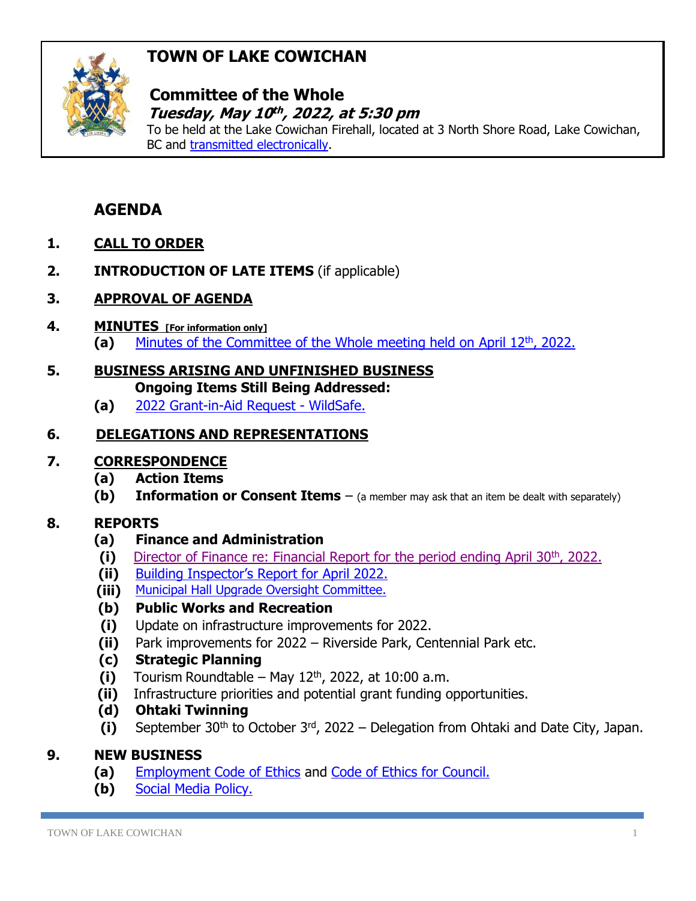# TOWN OF LAKE COWICHAN

## Committee of the Whole

***Tuesday, May 10th, 2022, at 5:30 pm***

To be held at the Lake Cowichan Firehall, located at 3 North Shore Road, Lake Cowichan, BC and transmitted electronically.

## AGENDA

1. **CALL TO ORDER**

2. **INTRODUCTION OF LATE ITEMS** (if applicable)

3. **APPROVAL OF AGENDA**

4. **MINUTES** **[For information only]**
   - **(a)** Minutes of the Committee of the Whole meeting held on April 12th, 2022.

5. **BUSINESS ARISING AND UNFINISHED BUSINESS**
   **Ongoing Items Still Being Addressed:**
   - **(a)** 2022 Grant-in-Aid Request - WildSafe.

6. **DELEGATIONS AND REPRESENTATIONS**

7. **CORRESPONDENCE**
   - **(a) Action Items**
   - **(b) Information or Consent Items** – (a member may ask that an item be dealt with separately)

8. **REPORTS**
   - **(a) Finance and Administration**
     - **(i)** Director of Finance re: Financial Report for the period ending April 30th, 2022.
     - **(ii)** Building Inspector's Report for April 2022.
     - **(iii)** Municipal Hall Upgrade Oversight Committee.
   - **(b) Public Works and Recreation**
     - **(i)** Update on infrastructure improvements for 2022.
     - **(ii)** Park improvements for 2022 – Riverside Park, Centennial Park etc.
   - **(c) Strategic Planning**
     - **(i)** Tourism Roundtable – May 12th, 2022, at 10:00 a.m.
     - **(ii)** Infrastructure priorities and potential grant funding opportunities.
   - **(d) Ohtaki Twinning**
     - **(i)** September 30th to October 3rd, 2022 – Delegation from Ohtaki and Date City, Japan.

9. **NEW BUSINESS**
   - **(a)** Employment Code of Ethics and Code of Ethics for Council.
   - **(b)** Social Media Policy.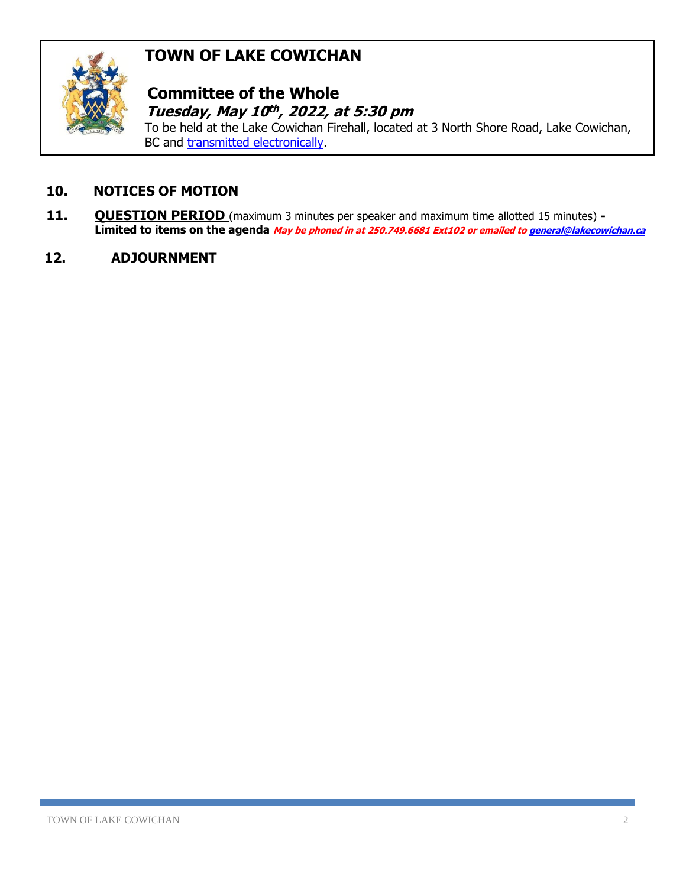# TOWN OF LAKE COWICHAN

## Committee of the Whole

***Tuesday, May 10th, 2022, at 5:30 pm***

To be held at the Lake Cowichan Firehall, located at 3 North Shore Road, Lake Cowichan, BC and transmitted electronically.

**10. NOTICES OF MOTION**

**11. QUESTION PERIOD** (maximum 3 minutes per speaker and maximum time allotted 15 minutes) **- Limited to items on the agenda** ***May be phoned in at 250.749.6681 Ext102 or emailed to general@lakecowichan.ca***

**12. ADJOURNMENT**